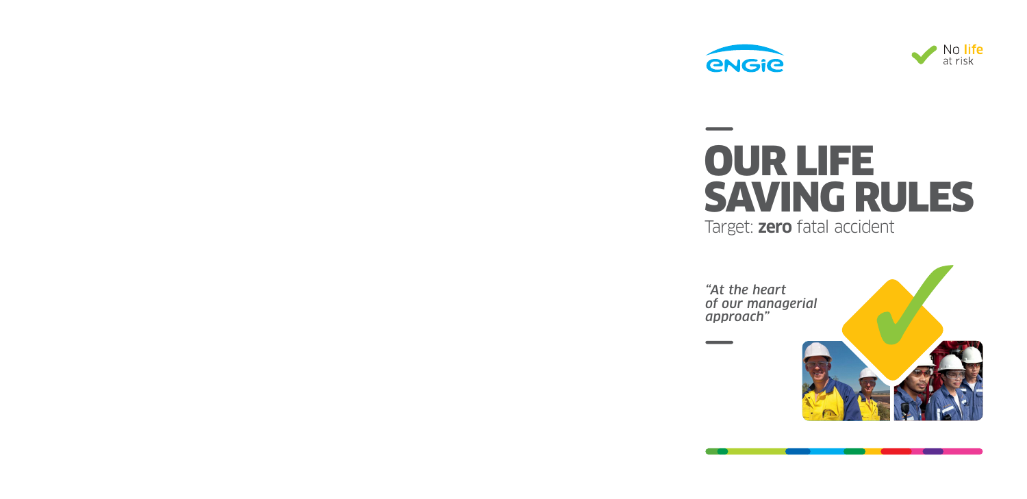ENGIE

No **life** at risk

# OUR LIFE SAVING RULES

Target: **zero** fatal accident

*"At the heart of our managerial approach"*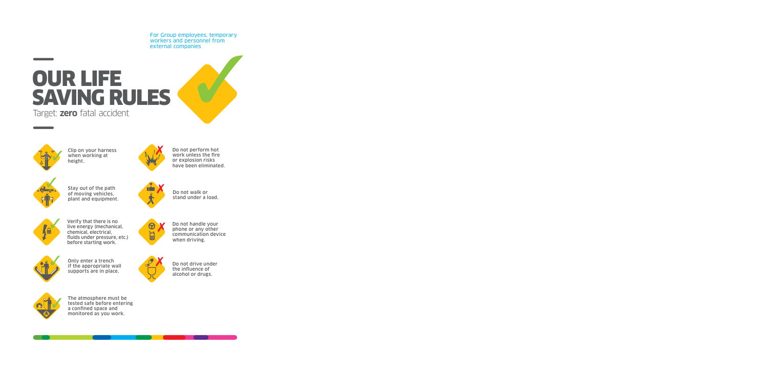For Group employees, temporary workers and personnel from external companies

# OUR LIFE SAVING RULES

Target: **zero** fatal accident

- Clip on your harness when working at height.
- Stay out of the path of moving vehicles, plant and equipment.
- Verify that there is no live energy (mechanical, chemical, electrical, fluids under pressure, etc.) before starting work.
- Only enter a trench if the appropriate wall supports are in place.
- The atmosphere must be tested safe before entering a confined space and monitored as you work.
- Do not perform hot work unless the fire or explosion risks have been eliminated.
- Do not walk or stand under a load.
- Do not handle your phone or any other communication device when driving.
- Do not drive under the influence of alcohol or drugs.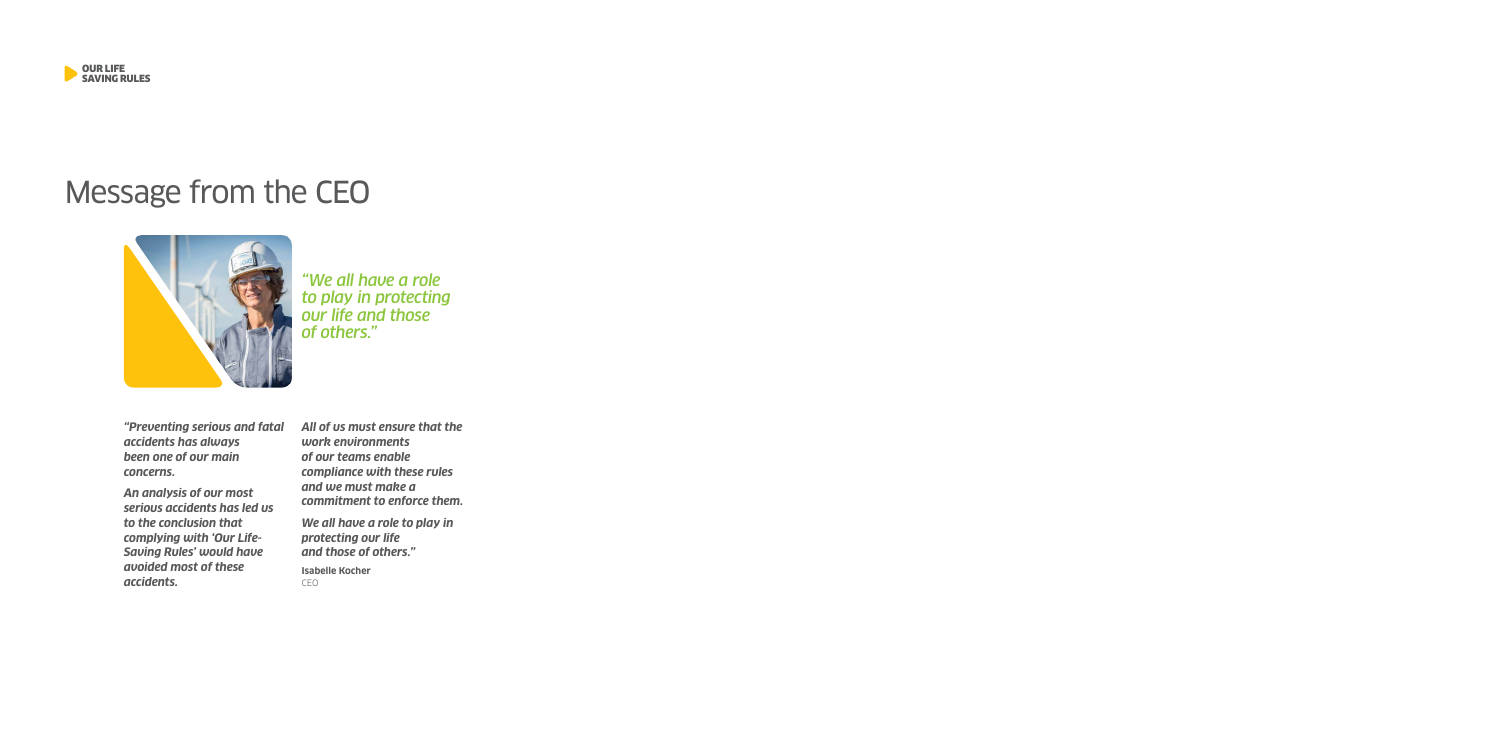# Message from the CEO

*"We all have a role to play in protecting our life and those of others."*

***"Preventing serious and fatal accidents has always been one of our main concerns.***

***An analysis of our most serious accidents has led us to the conclusion that complying with 'Our Life-Saving Rules' would have avoided most of these accidents.***

***All of us must ensure that the work environments of our teams enable compliance with these rules and we must make a commitment to enforce them.***

***We all have a role to play in protecting our life and those of others."***

**Isabelle Kocher**
CEO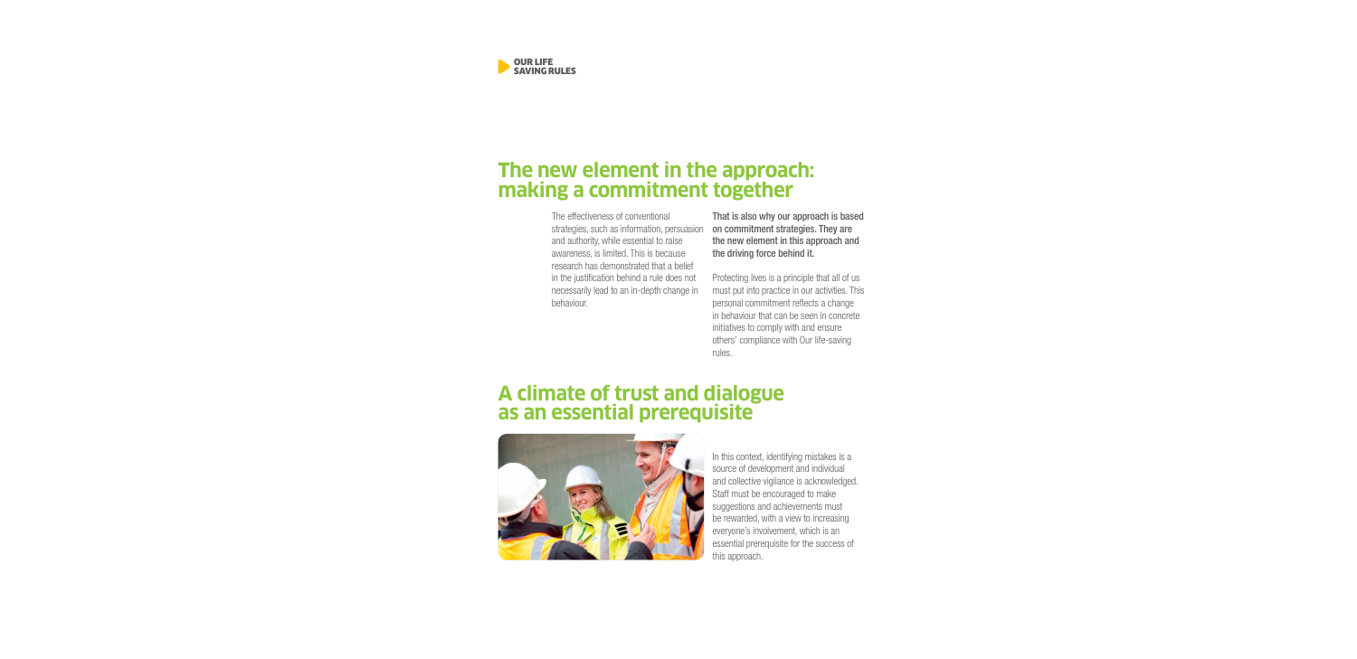## The new element in the approach: making a commitment together

The effectiveness of conventional strategies, such as information, persuasion and authority, while essential to raise awareness, is limited. This is because research has demonstrated that a belief in the justification behind a rule does not necessarily lead to an in-depth change in behaviour.

**That is also why our approach is based on commitment strategies. They are the new element in this approach and the driving force behind it.**

Protecting lives is a principle that all of us must put into practice in our activities. This personal commitment reflects a change in behaviour that can be seen in concrete initiatives to comply with and ensure others' compliance with Our life-saving rules.

## A climate of trust and dialogue as an essential prerequisite

In this context, identifying mistakes is a source of development and individual and collective vigilance is acknowledged. Staff must be encouraged to make suggestions and achievements must be rewarded, with a view to increasing everyone's involvement, which is an essential prerequisite for the success of this approach.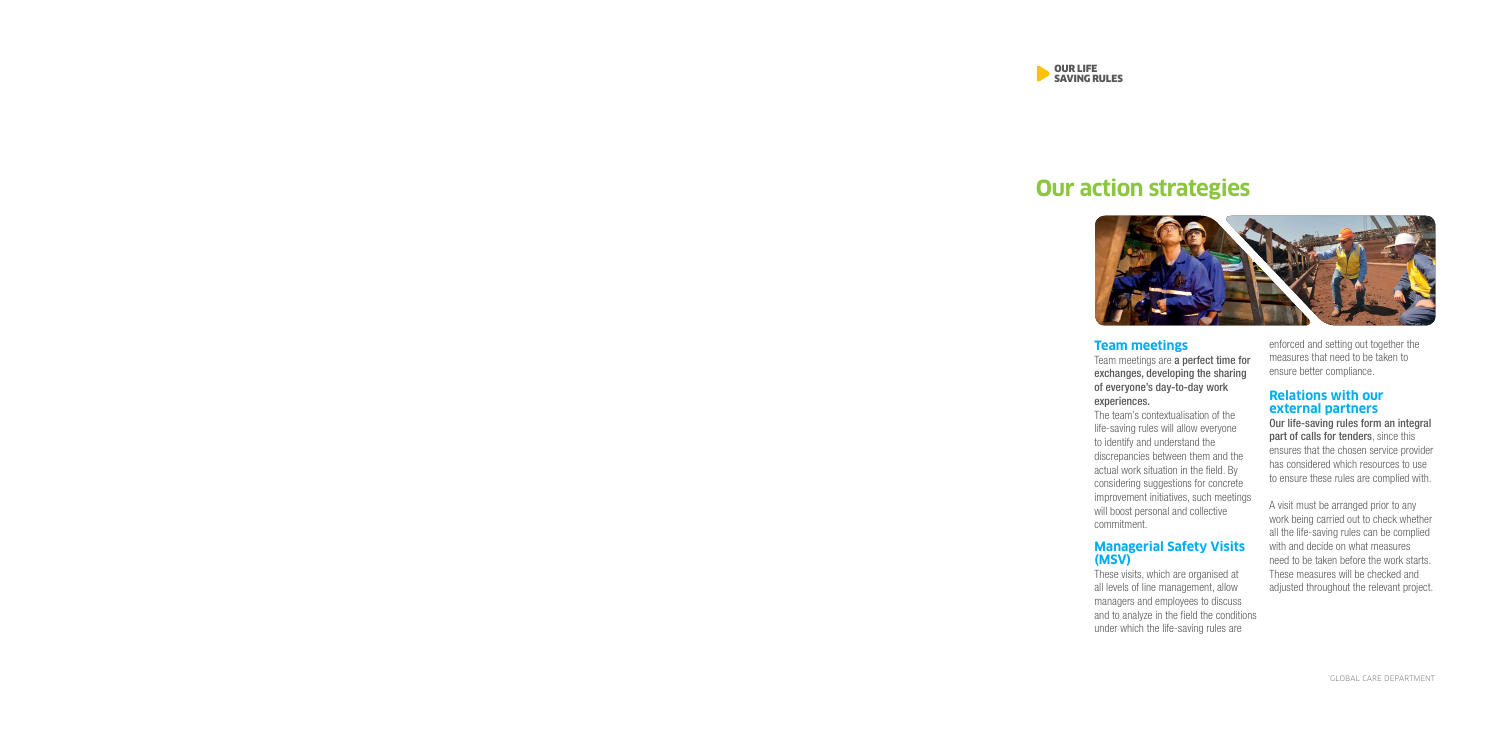# Our action strategies

## Team meetings

Team meetings are **a perfect time for exchanges, developing the sharing of everyone's day-to-day work experiences.**

The team's contextualisation of the life-saving rules will allow everyone to identify and understand the discrepancies between them and the actual work situation in the field. By considering suggestions for concrete improvement initiatives, such meetings will boost personal and collective commitment.

## Managerial Safety Visits (MSV)

These visits, which are organised at all levels of line management, allow managers and employees to discuss and to analyze in the field the conditions under which the life-saving rules are enforced and setting out together the measures that need to be taken to ensure better compliance.

## Relations with our external partners

**Our life-saving rules form an integral part of calls for tenders**, since this ensures that the chosen service provider has considered which resources to use to ensure these rules are complied with.

A visit must be arranged prior to any work being carried out to check whether all the life-saving rules can be complied with and decide on what measures need to be taken before the work starts. These measures will be checked and adjusted throughout the relevant project.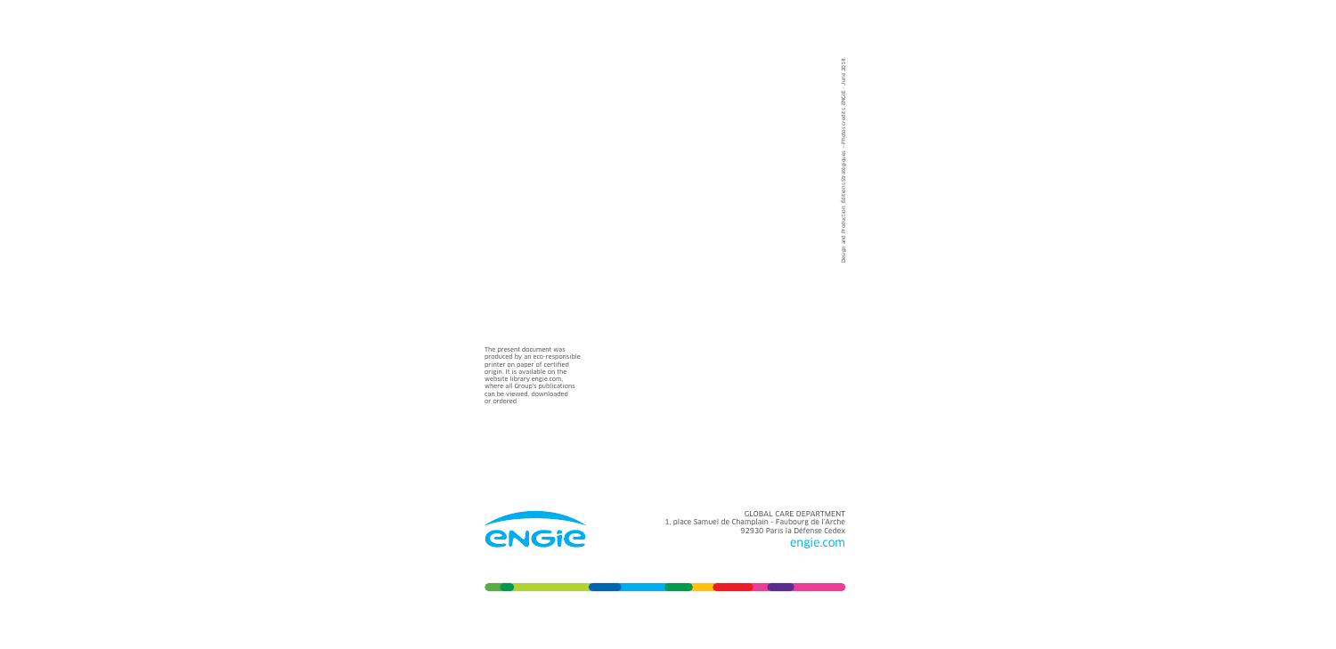Design and Production: Éditions Stratégiques – Photos credits: ENGIE - June 2018.

The present document was produced by an eco-responsible printer on paper of certified origin. It is available on the website library.engie.com, where all Group's publications can be viewed, downloaded or ordered.

GLOBAL CARE DEPARTMENT
1, place Samuel de Champlain - Faubourg de l'Arche
92930 Paris la Défense Cedex

engie.com